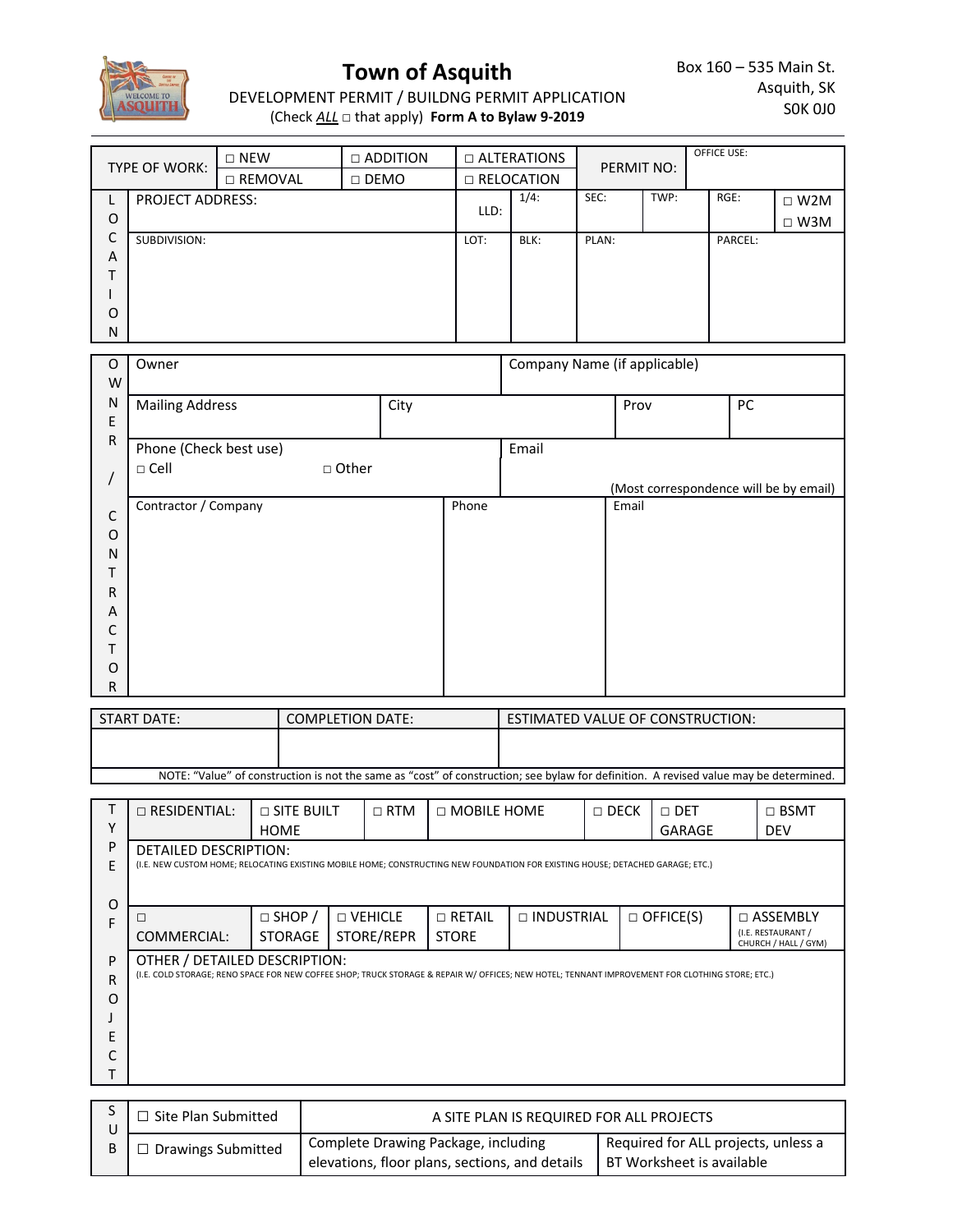# Town of Asquith

DEVELOPMENT PERMIT / BUILDNG PERMIT APPLICATION

(Check *ALL* □ that apply) **Form A to Bylaw 9-2019**

Box 160 – 535 Main St.
Asquith, SK
S0K 0J0

| TYPE OF WORK: | □ NEW | □ ADDITION | □ ALTERATIONS | PERMIT NO: | OFFICE USE: |
|---|---|---|---|---|---|
| | □ REMOVAL | □ DEMO | □ RELOCATION | | |

**LOCATION**

| PROJECT ADDRESS: | LLD: | 1/4: | SEC: | TWP: | RGE: | □ W2M □ W3M |
|---|---|---|---|---|---|---|
| SUBDIVISION: | LOT: | BLK: | PLAN: | | PARCEL: | |

**OWNER / CONTRACTOR**

| Owner | | Company Name (if applicable) | |
|---|---|---|---|
| Mailing Address | City | Prov | PC |
| Phone (Check best use) □ Cell □ Other | | Email (Most correspondence will be by email) | |
| Contractor / Company | Phone | Email | |

| START DATE: | COMPLETION DATE: | ESTIMATED VALUE OF CONSTRUCTION: |
|---|---|---|
| | | |

NOTE: "Value" of construction is not the same as "cost" of construction; see bylaw for definition. A revised value may be determined.

**TYPE OF PROJECT**

| □ RESIDENTIAL: | □ SITE BUILT HOME | □ RTM | □ MOBILE HOME | □ DECK | □ DET GARAGE | □ BSMT DEV |
|---|---|---|---|---|---|---|
| DETAILED DESCRIPTION: (I.E. NEW CUSTOM HOME; RELOCATING EXISTING MOBILE HOME; CONSTRUCTING NEW FOUNDATION FOR EXISTING HOUSE; DETACHED GARAGE; ETC.) | | | | | | |
| □ COMMERCIAL: | □ SHOP / STORAGE | □ VEHICLE STORE/REPR | □ RETAIL STORE | □ INDUSTRIAL | □ OFFICE(S) | □ ASSEMBLY (I.E. RESTAURANT / CHURCH / HALL / GYM) |
| OTHER / DETAILED DESCRIPTION: (I.E. COLD STORAGE; RENO SPACE FOR NEW COFFEE SHOP; TRUCK STORAGE & REPAIR W/ OFFICES; NEW HOTEL; TENNANT IMPROVEMENT FOR CLOTHING STORE; ETC.) | | | | | | |

**SUB**

| ☐ Site Plan Submitted | A SITE PLAN IS REQUIRED FOR ALL PROJECTS | |
|---|---|---|
| ☐ Drawings Submitted | Complete Drawing Package, including elevations, floor plans, sections, and details | Required for ALL projects, unless a BT Worksheet is available |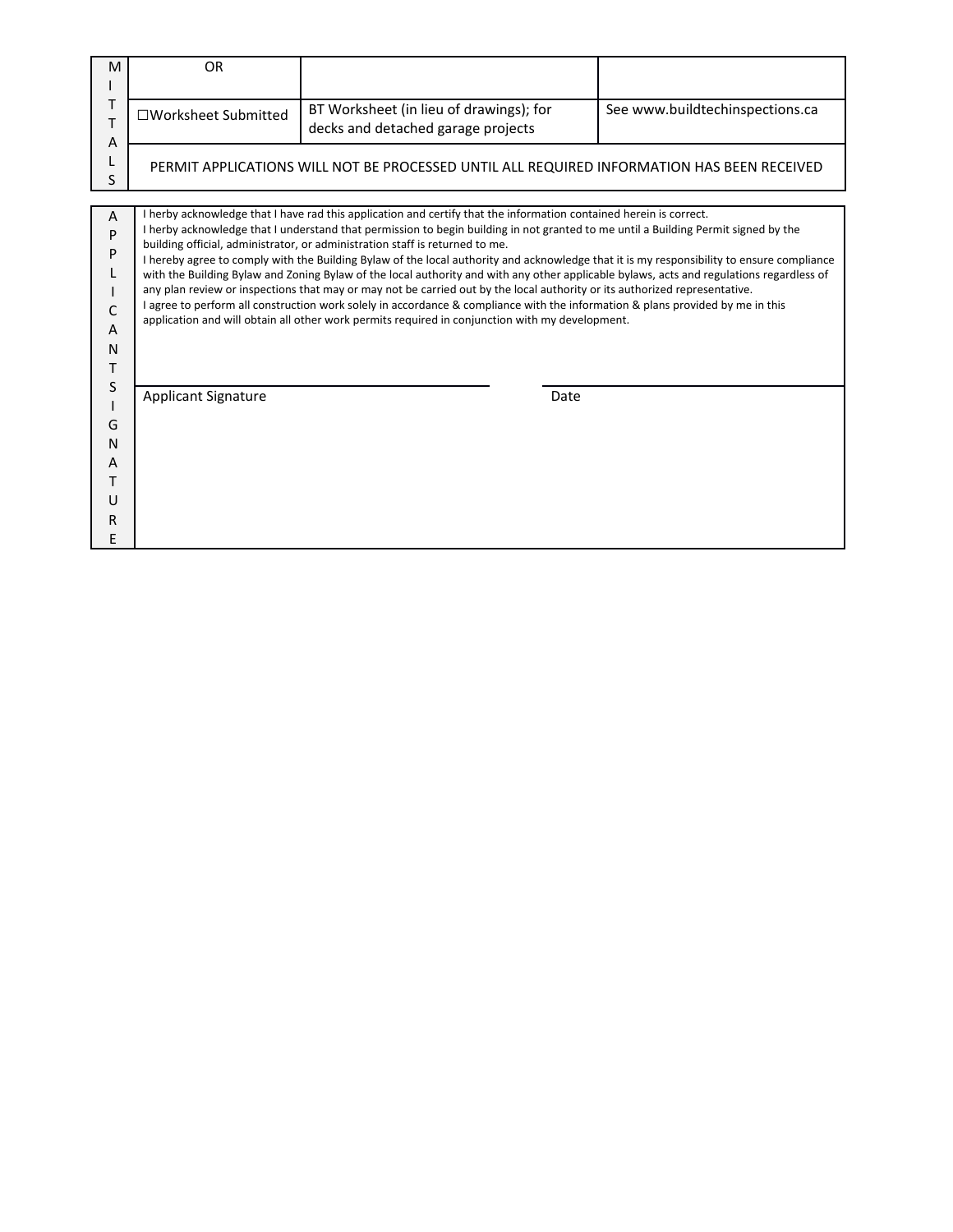| MITTALS | | | |
|---|---|---|---|
| | OR | | |
| | ☐Worksheet Submitted | BT Worksheet (in lieu of drawings); for decks and detached garage projects | See www.buildtechinspections.ca |
| | PERMIT APPLICATIONS WILL NOT BE PROCESSED UNTIL ALL REQUIRED INFORMATION HAS BEEN RECEIVED | | |

**APPLICANT SIGNATURE**

I herby acknowledge that I have rad this application and certify that the information contained herein is correct.
I herby acknowledge that I understand that permission to begin building in not granted to me until a Building Permit signed by the building official, administrator, or administration staff is returned to me.
I hereby agree to comply with the Building Bylaw of the local authority and acknowledge that it is my responsibility to ensure compliance with the Building Bylaw and Zoning Bylaw of the local authority and with any other applicable bylaws, acts and regulations regardless of any plan review or inspections that may or may not be carried out by the local authority or its authorized representative.
I agree to perform all construction work solely in accordance & compliance with the information & plans provided by me in this application and will obtain all other work permits required in conjunction with my development.

Applicant Signature ______________________ Date ______________________